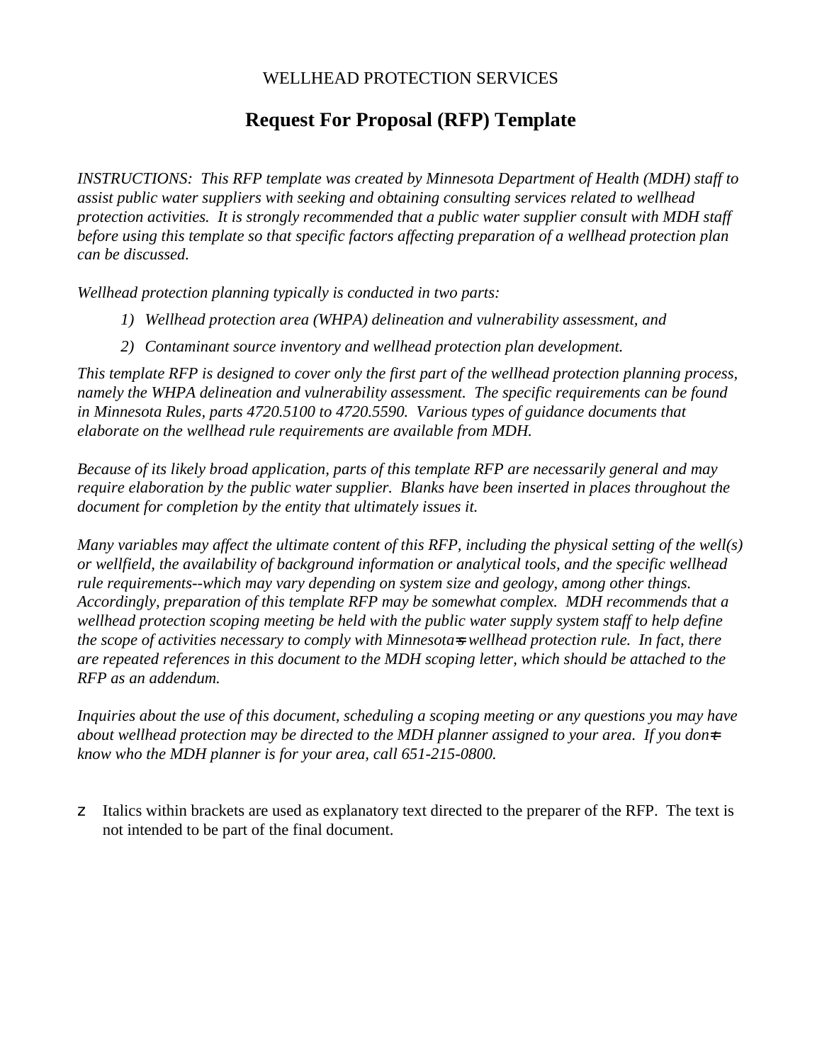WELLHEAD PROTECTION SERVICES

# Request For Proposal (RFP) Template

*INSTRUCTIONS: This RFP template was created by Minnesota Department of Health (MDH) staff to assist public water suppliers with seeking and obtaining consulting services related to wellhead protection activities. It is strongly recommended that a public water supplier consult with MDH staff before using this template so that specific factors affecting preparation of a wellhead protection plan can be discussed.*

*Wellhead protection planning typically is conducted in two parts:*

1) *Wellhead protection area (WHPA) delineation and vulnerability assessment, and*
2) *Contaminant source inventory and wellhead protection plan development.*

*This template RFP is designed to cover only the first part of the wellhead protection planning process, namely the WHPA delineation and vulnerability assessment. The specific requirements can be found in Minnesota Rules, parts 4720.5100 to 4720.5590. Various types of guidance documents that elaborate on the wellhead rule requirements are available from MDH.*

*Because of its likely broad application, parts of this template RFP are necessarily general and may require elaboration by the public water supplier. Blanks have been inserted in places throughout the document for completion by the entity that ultimately issues it.*

*Many variables may affect the ultimate content of this RFP, including the physical setting of the well(s) or wellfield, the availability of background information or analytical tools, and the specific wellhead rule requirements--which may vary depending on system size and geology, among other things. Accordingly, preparation of this template RFP may be somewhat complex. MDH recommends that a wellhead protection scoping meeting be held with the public water supply system staff to help define the scope of activities necessary to comply with Minnesota's wellhead protection rule. In fact, there are repeated references in this document to the MDH scoping letter, which should be attached to the RFP as an addendum.*

*Inquiries about the use of this document, scheduling a scoping meeting or any questions you may have about wellhead protection may be directed to the MDH planner assigned to your area. If you don't know who the MDH planner is for your area, call 651-215-0800.*

- Italics within brackets are used as explanatory text directed to the preparer of the RFP. The text is not intended to be part of the final document.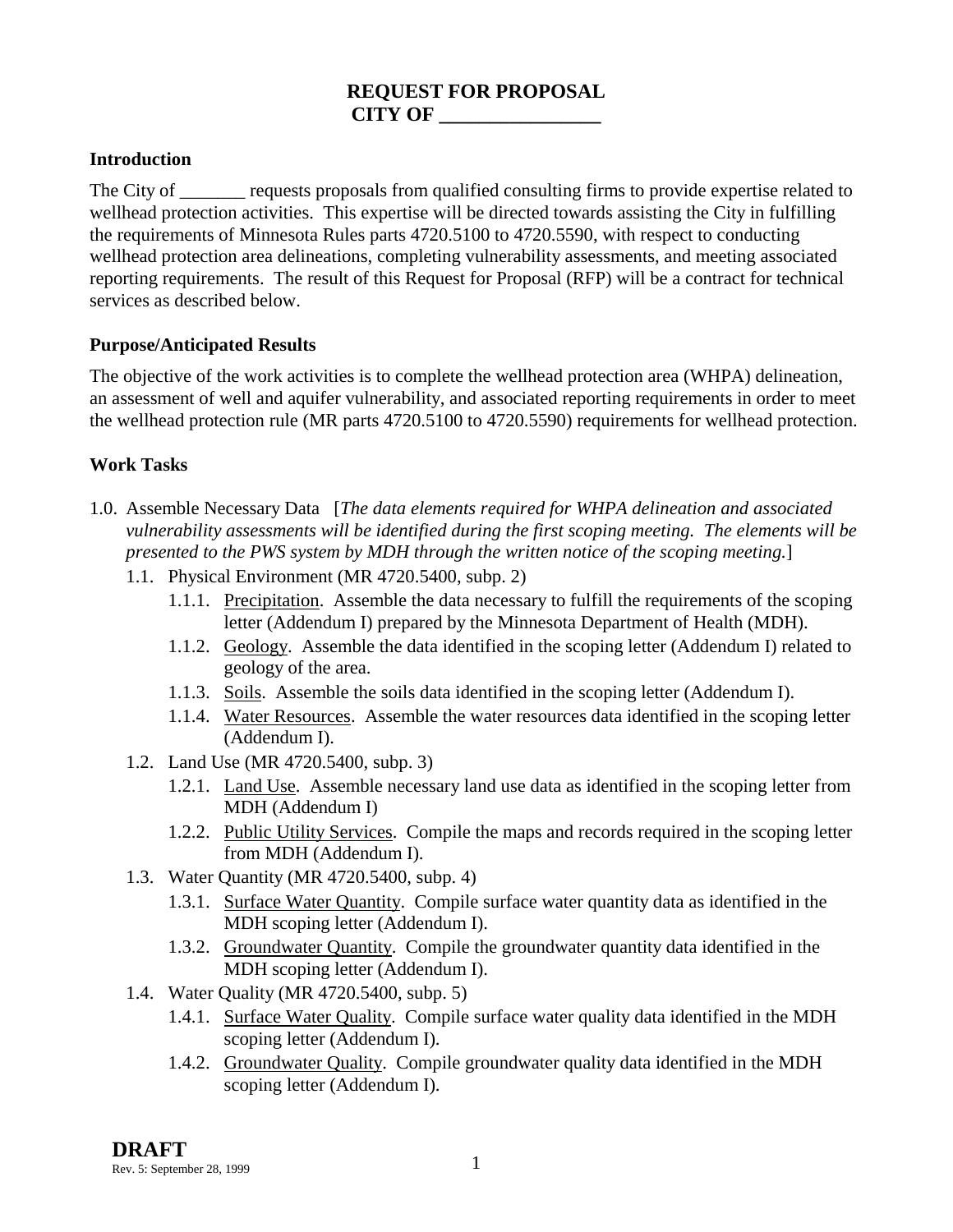# REQUEST FOR PROPOSAL
# CITY OF ________________

## Introduction

The City of _______ requests proposals from qualified consulting firms to provide expertise related to wellhead protection activities. This expertise will be directed towards assisting the City in fulfilling the requirements of Minnesota Rules parts 4720.5100 to 4720.5590, with respect to conducting wellhead protection area delineations, completing vulnerability assessments, and meeting associated reporting requirements. The result of this Request for Proposal (RFP) will be a contract for technical services as described below.

## Purpose/Anticipated Results

The objective of the work activities is to complete the wellhead protection area (WHPA) delineation, an assessment of well and aquifer vulnerability, and associated reporting requirements in order to meet the wellhead protection rule (MR parts 4720.5100 to 4720.5590) requirements for wellhead protection.

## Work Tasks

- 1.0. Assemble Necessary Data [*The data elements required for WHPA delineation and associated vulnerability assessments will be identified during the first scoping meeting. The elements will be presented to the PWS system by MDH through the written notice of the scoping meeting.*]
  - 1.1. Physical Environment (MR 4720.5400, subp. 2)
    - 1.1.1. <u>Precipitation</u>. Assemble the data necessary to fulfill the requirements of the scoping letter (Addendum I) prepared by the Minnesota Department of Health (MDH).
    - 1.1.2. <u>Geology</u>. Assemble the data identified in the scoping letter (Addendum I) related to geology of the area.
    - 1.1.3. <u>Soils</u>. Assemble the soils data identified in the scoping letter (Addendum I).
    - 1.1.4. <u>Water Resources</u>. Assemble the water resources data identified in the scoping letter (Addendum I).
  - 1.2. Land Use (MR 4720.5400, subp. 3)
    - 1.2.1. <u>Land Use</u>. Assemble necessary land use data as identified in the scoping letter from MDH (Addendum I)
    - 1.2.2. <u>Public Utility Services</u>. Compile the maps and records required in the scoping letter from MDH (Addendum I).
  - 1.3. Water Quantity (MR 4720.5400, subp. 4)
    - 1.3.1. <u>Surface Water Quantity</u>. Compile surface water quantity data as identified in the MDH scoping letter (Addendum I).
    - 1.3.2. <u>Groundwater Quantity</u>. Compile the groundwater quantity data identified in the MDH scoping letter (Addendum I).
  - 1.4. Water Quality (MR 4720.5400, subp. 5)
    - 1.4.1. <u>Surface Water Quality</u>. Compile surface water quality data identified in the MDH scoping letter (Addendum I).
    - 1.4.2. <u>Groundwater Quality</u>. Compile groundwater quality data identified in the MDH scoping letter (Addendum I).

**DRAFT**
Rev. 5: September 28, 1999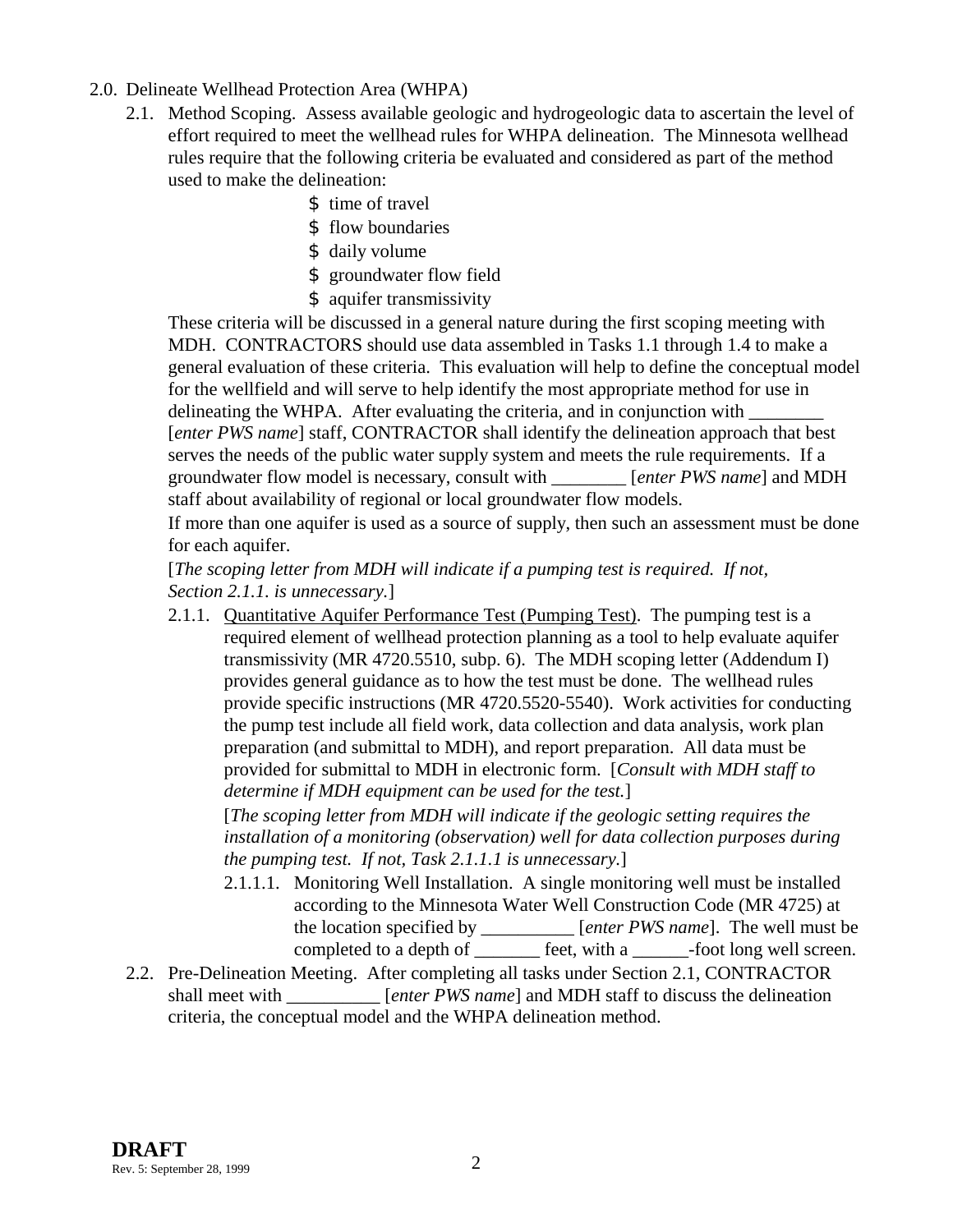2.0. Delineate Wellhead Protection Area (WHPA)

2.1. Method Scoping. Assess available geologic and hydrogeologic data to ascertain the level of effort required to meet the wellhead rules for WHPA delineation. The Minnesota wellhead rules require that the following criteria be evaluated and considered as part of the method used to make the delineation:

- time of travel
- flow boundaries
- daily volume
- groundwater flow field
- aquifer transmissivity

These criteria will be discussed in a general nature during the first scoping meeting with MDH. CONTRACTORS should use data assembled in Tasks 1.1 through 1.4 to make a general evaluation of these criteria. This evaluation will help to define the conceptual model for the wellfield and will serve to help identify the most appropriate method for use in delineating the WHPA. After evaluating the criteria, and in conjunction with ________ [*enter PWS name*] staff, CONTRACTOR shall identify the delineation approach that best serves the needs of the public water supply system and meets the rule requirements. If a groundwater flow model is necessary, consult with ________ [*enter PWS name*] and MDH staff about availability of regional or local groundwater flow models.

If more than one aquifer is used as a source of supply, then such an assessment must be done for each aquifer.

[*The scoping letter from MDH will indicate if a pumping test is required. If not, Section 2.1.1. is unnecessary.*]

2.1.1. Quantitative Aquifer Performance Test (Pumping Test). The pumping test is a required element of wellhead protection planning as a tool to help evaluate aquifer transmissivity (MR 4720.5510, subp. 6). The MDH scoping letter (Addendum I) provides general guidance as to how the test must be done. The wellhead rules provide specific instructions (MR 4720.5520-5540). Work activities for conducting the pump test include all field work, data collection and data analysis, work plan preparation (and submittal to MDH), and report preparation. All data must be provided for submittal to MDH in electronic form. [*Consult with MDH staff to determine if MDH equipment can be used for the test.*]

[*The scoping letter from MDH will indicate if the geologic setting requires the installation of a monitoring (observation) well for data collection purposes during the pumping test. If not, Task 2.1.1.1 is unnecessary.*]

2.1.1.1. Monitoring Well Installation. A single monitoring well must be installed according to the Minnesota Water Well Construction Code (MR 4725) at the location specified by __________ [*enter PWS name*]. The well must be completed to a depth of _______ feet, with a ______-foot long well screen.

2.2. Pre-Delineation Meeting. After completing all tasks under Section 2.1, CONTRACTOR shall meet with __________ [*enter PWS name*] and MDH staff to discuss the delineation criteria, the conceptual model and the WHPA delineation method.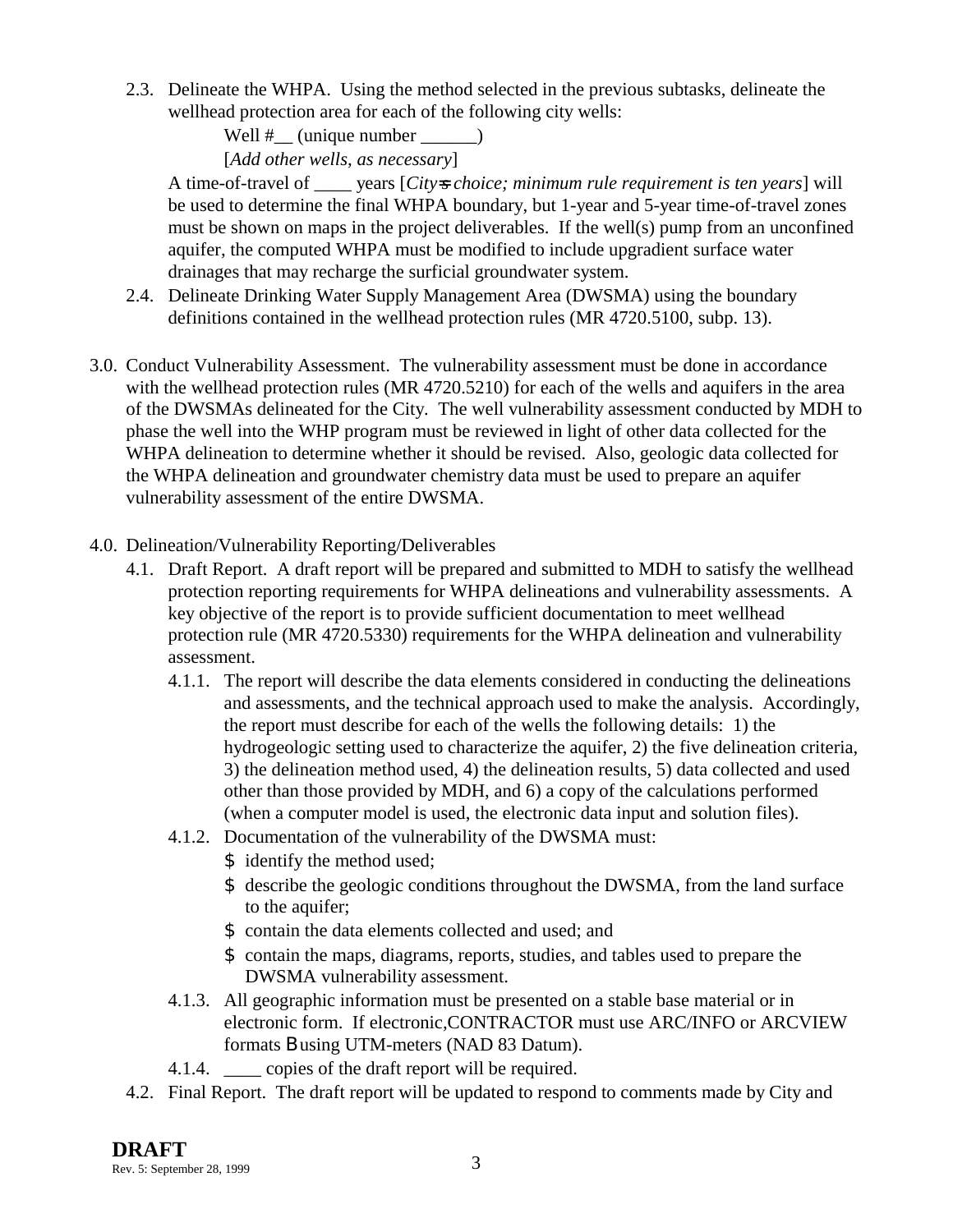2.3. Delineate the WHPA. Using the method selected in the previous subtasks, delineate the wellhead protection area for each of the following city wells:

Well #__ (unique number ______)

[*Add other wells, as necessary*]

A time-of-travel of ____ years [*City=s choice; minimum rule requirement is ten years*] will be used to determine the final WHPA boundary, but 1-year and 5-year time-of-travel zones must be shown on maps in the project deliverables. If the well(s) pump from an unconfined aquifer, the computed WHPA must be modified to include upgradient surface water drainages that may recharge the surficial groundwater system.

2.4. Delineate Drinking Water Supply Management Area (DWSMA) using the boundary definitions contained in the wellhead protection rules (MR 4720.5100, subp. 13).

3.0. Conduct Vulnerability Assessment. The vulnerability assessment must be done in accordance with the wellhead protection rules (MR 4720.5210) for each of the wells and aquifers in the area of the DWSMAs delineated for the City. The well vulnerability assessment conducted by MDH to phase the well into the WHP program must be reviewed in light of other data collected for the WHPA delineation to determine whether it should be revised. Also, geologic data collected for the WHPA delineation and groundwater chemistry data must be used to prepare an aquifer vulnerability assessment of the entire DWSMA.

4.0. Delineation/Vulnerability Reporting/Deliverables

4.1. Draft Report. A draft report will be prepared and submitted to MDH to satisfy the wellhead protection reporting requirements for WHPA delineations and vulnerability assessments. A key objective of the report is to provide sufficient documentation to meet wellhead protection rule (MR 4720.5330) requirements for the WHPA delineation and vulnerability assessment.

4.1.1. The report will describe the data elements considered in conducting the delineations and assessments, and the technical approach used to make the analysis. Accordingly, the report must describe for each of the wells the following details: 1) the hydrogeologic setting used to characterize the aquifer, 2) the five delineation criteria, 3) the delineation method used, 4) the delineation results, 5) data collected and used other than those provided by MDH, and 6) a copy of the calculations performed (when a computer model is used, the electronic data input and solution files).

4.1.2. Documentation of the vulnerability of the DWSMA must:

- identify the method used;
- describe the geologic conditions throughout the DWSMA, from the land surface to the aquifer;
- contain the data elements collected and used; and
- contain the maps, diagrams, reports, studies, and tables used to prepare the DWSMA vulnerability assessment.

4.1.3. All geographic information must be presented on a stable base material or in electronic form. If electronic,CONTRACTOR must use ARC/INFO or ARCVIEW formats B using UTM-meters (NAD 83 Datum).

4.1.4. ____ copies of the draft report will be required.

4.2. Final Report. The draft report will be updated to respond to comments made by City and

**DRAFT**
Rev. 5: September 28, 1999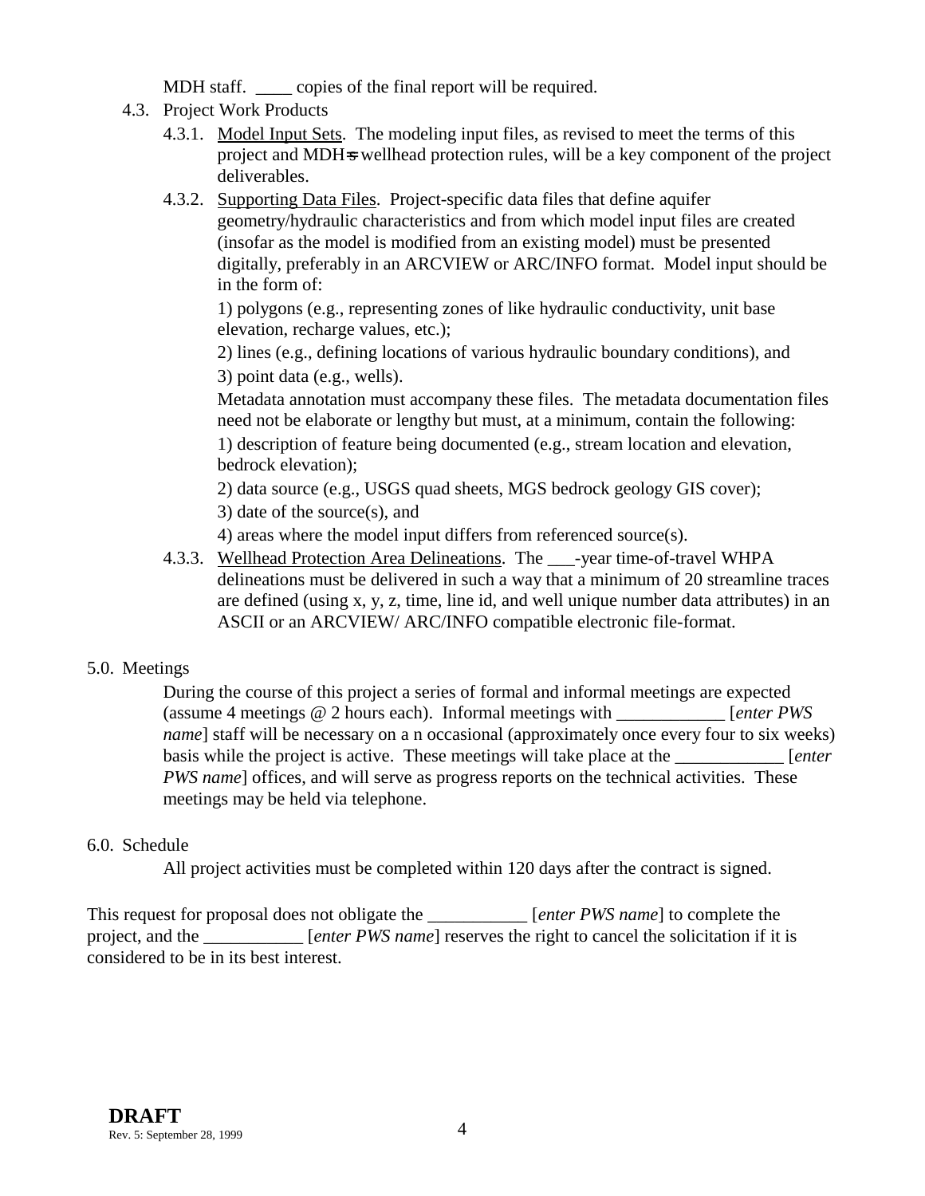MDH staff. ____ copies of the final report will be required.

4.3. Project Work Products

4.3.1. Model Input Sets. The modeling input files, as revised to meet the terms of this project and MDH=s wellhead protection rules, will be a key component of the project deliverables.

4.3.2. Supporting Data Files. Project-specific data files that define aquifer geometry/hydraulic characteristics and from which model input files are created (insofar as the model is modified from an existing model) must be presented digitally, preferably in an ARCVIEW or ARC/INFO format. Model input should be in the form of:

1) polygons (e.g., representing zones of like hydraulic conductivity, unit base elevation, recharge values, etc.);

2) lines (e.g., defining locations of various hydraulic boundary conditions), and

3) point data (e.g., wells).

Metadata annotation must accompany these files. The metadata documentation files need not be elaborate or lengthy but must, at a minimum, contain the following:

1) description of feature being documented (e.g., stream location and elevation, bedrock elevation);

2) data source (e.g., USGS quad sheets, MGS bedrock geology GIS cover);

3) date of the source(s), and

4) areas where the model input differs from referenced source(s).

4.3.3. Wellhead Protection Area Delineations. The ___-year time-of-travel WHPA delineations must be delivered in such a way that a minimum of 20 streamline traces are defined (using x, y, z, time, line id, and well unique number data attributes) in an ASCII or an ARCVIEW/ ARC/INFO compatible electronic file-format.

5.0. Meetings

During the course of this project a series of formal and informal meetings are expected (assume 4 meetings @ 2 hours each). Informal meetings with ____________ [*enter PWS name*] staff will be necessary on a n occasional (approximately once every four to six weeks) basis while the project is active. These meetings will take place at the ____________ [*enter PWS name*] offices, and will serve as progress reports on the technical activities. These meetings may be held via telephone.

6.0. Schedule

All project activities must be completed within 120 days after the contract is signed.

This request for proposal does not obligate the ___________ [*enter PWS name*] to complete the project, and the ___________ [*enter PWS name*] reserves the right to cancel the solicitation if it is considered to be in its best interest.

**DRAFT**
Rev. 5: September 28, 1999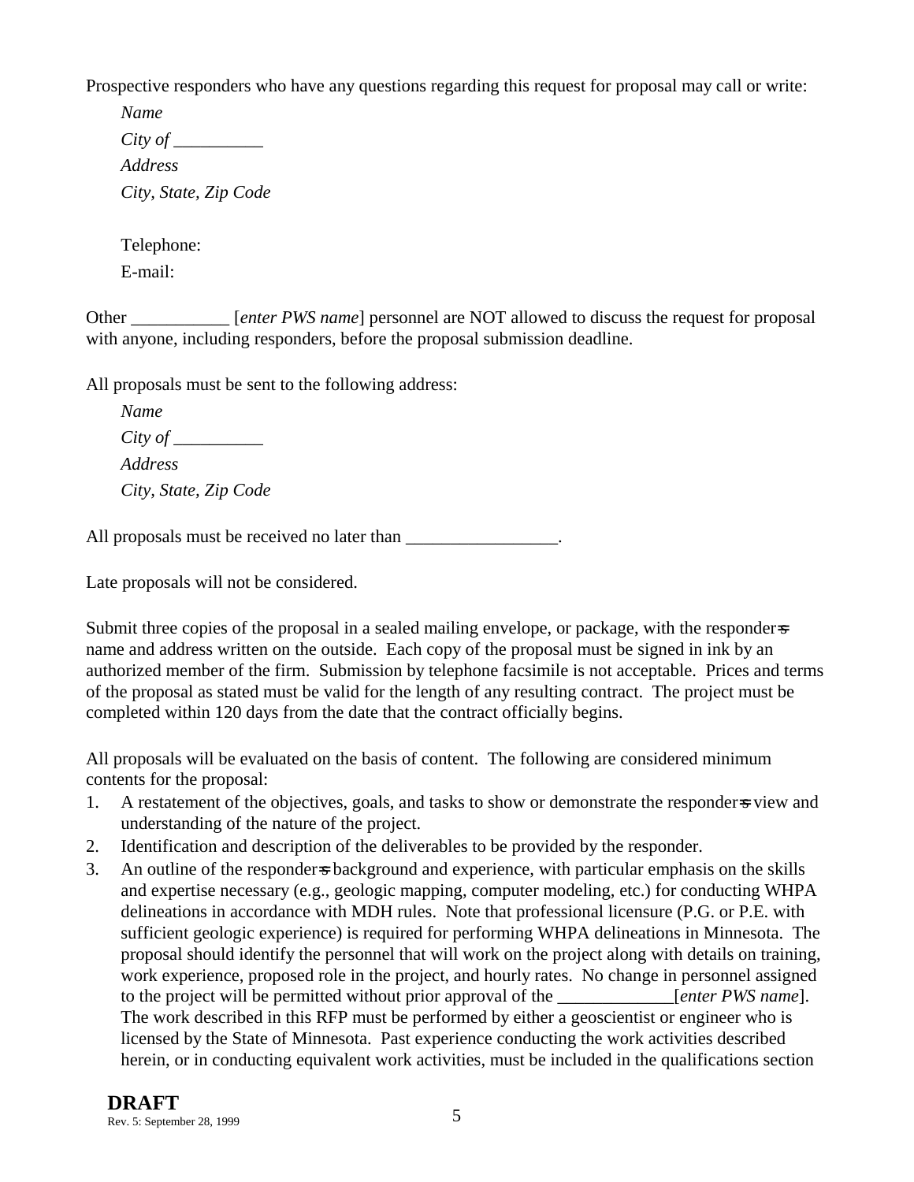Prospective responders who have any questions regarding this request for proposal may call or write:

*Name*
*City of* __________
*Address*
*City, State, Zip Code*

Telephone:
E-mail:

Other ___________ [*enter PWS name*] personnel are NOT allowed to discuss the request for proposal with anyone, including responders, before the proposal submission deadline.

All proposals must be sent to the following address:

*Name*
*City of* __________
*Address*
*City, State, Zip Code*

All proposals must be received no later than _________________.

Late proposals will not be considered.

Submit three copies of the proposal in a sealed mailing envelope, or package, with the responder=s name and address written on the outside. Each copy of the proposal must be signed in ink by an authorized member of the firm. Submission by telephone facsimile is not acceptable. Prices and terms of the proposal as stated must be valid for the length of any resulting contract. The project must be completed within 120 days from the date that the contract officially begins.

All proposals will be evaluated on the basis of content. The following are considered minimum contents for the proposal:

1. A restatement of the objectives, goals, and tasks to show or demonstrate the responder=s view and understanding of the nature of the project.
2. Identification and description of the deliverables to be provided by the responder.
3. An outline of the responder=s background and experience, with particular emphasis on the skills and expertise necessary (e.g., geologic mapping, computer modeling, etc.) for conducting WHPA delineations in accordance with MDH rules. Note that professional licensure (P.G. or P.E. with sufficient geologic experience) is required for performing WHPA delineations in Minnesota. The proposal should identify the personnel that will work on the project along with details on training, work experience, proposed role in the project, and hourly rates. No change in personnel assigned to the project will be permitted without prior approval of the _____________[*enter PWS name*]. The work described in this RFP must be performed by either a geoscientist or engineer who is licensed by the State of Minnesota. Past experience conducting the work activities described herein, or in conducting equivalent work activities, must be included in the qualifications section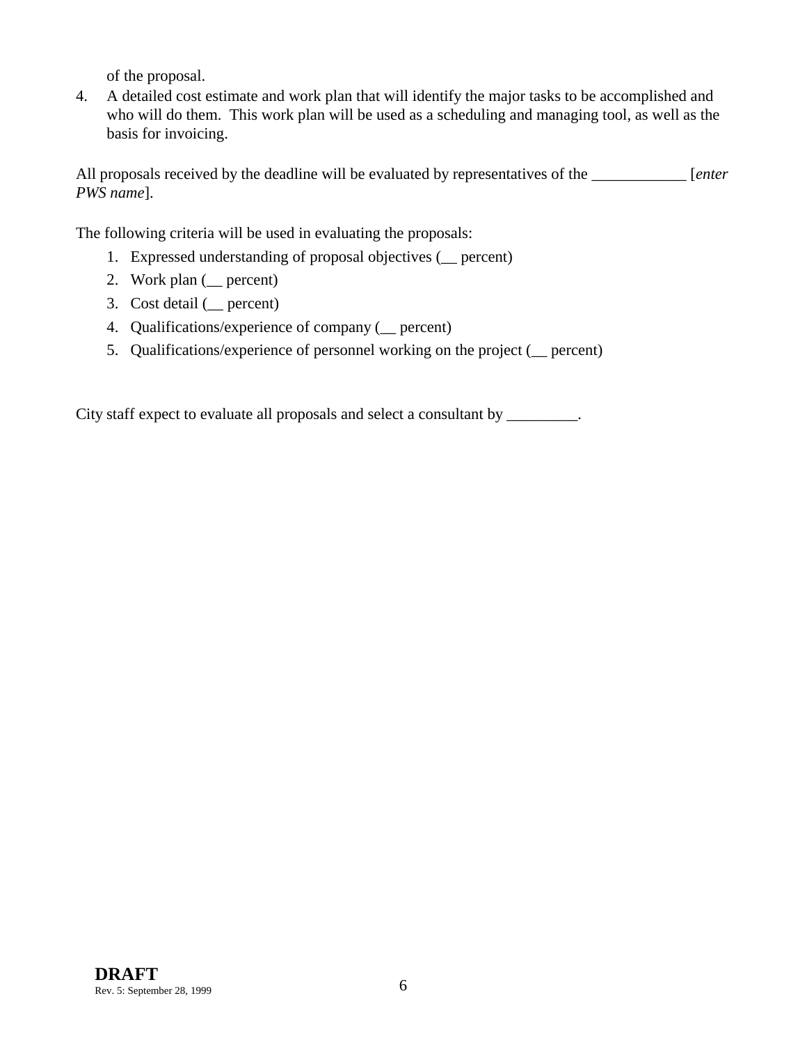of the proposal.

4. A detailed cost estimate and work plan that will identify the major tasks to be accomplished and who will do them. This work plan will be used as a scheduling and managing tool, as well as the basis for invoicing.

All proposals received by the deadline will be evaluated by representatives of the ____________ [*enter PWS name*].

The following criteria will be used in evaluating the proposals:

1. Expressed understanding of proposal objectives (__ percent)
2. Work plan (__ percent)
3. Cost detail (__ percent)
4. Qualifications/experience of company (__ percent)
5. Qualifications/experience of personnel working on the project (__ percent)

City staff expect to evaluate all proposals and select a consultant by _________.

**DRAFT**
Rev. 5: September 28, 1999